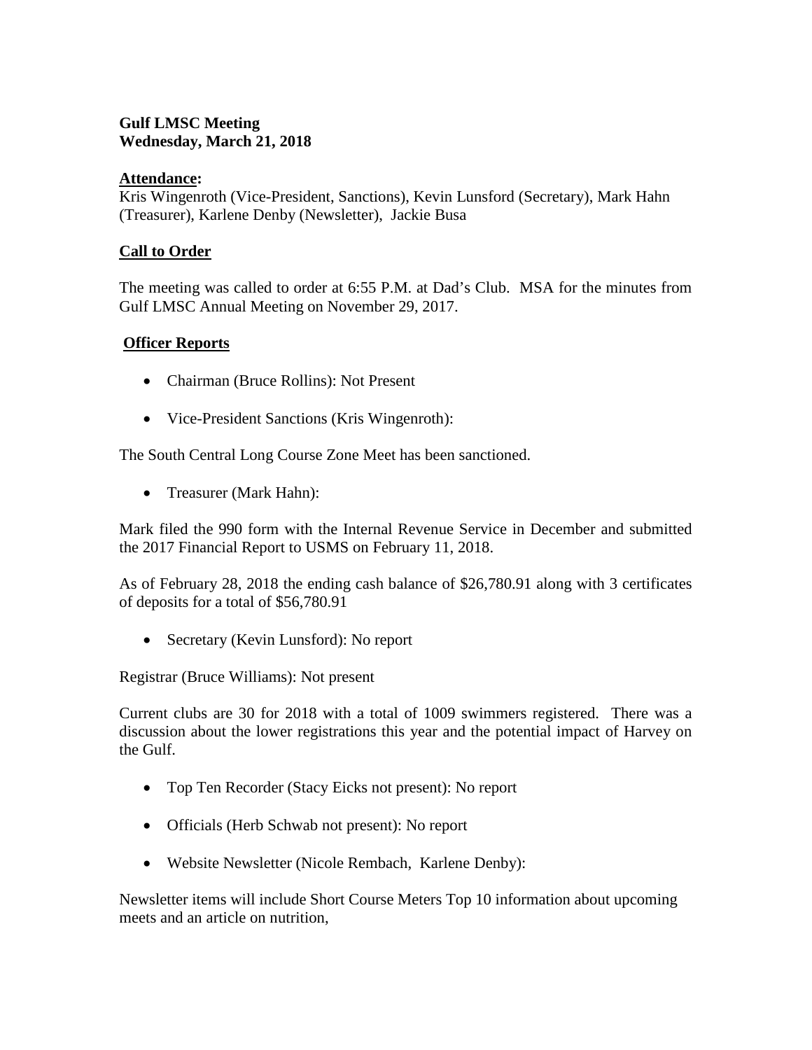**Gulf LMSC Meeting**
**Wednesday, March 21, 2018**

**Attendance:**
Kris Wingenroth (Vice-President, Sanctions), Kevin Lunsford (Secretary), Mark Hahn (Treasurer), Karlene Denby (Newsletter), Jackie Busa

## Call to Order

The meeting was called to order at 6:55 P.M. at Dad's Club. MSA for the minutes from Gulf LMSC Annual Meeting on November 29, 2017.

## Officer Reports

- Chairman (Bruce Rollins): Not Present

- Vice-President Sanctions (Kris Wingenroth):

The South Central Long Course Zone Meet has been sanctioned.

- Treasurer (Mark Hahn):

Mark filed the 990 form with the Internal Revenue Service in December and submitted the 2017 Financial Report to USMS on February 11, 2018.

As of February 28, 2018 the ending cash balance of $26,780.91 along with 3 certificates of deposits for a total of $56,780.91

- Secretary (Kevin Lunsford): No report

Registrar (Bruce Williams): Not present

Current clubs are 30 for 2018 with a total of 1009 swimmers registered. There was a discussion about the lower registrations this year and the potential impact of Harvey on the Gulf.

- Top Ten Recorder (Stacy Eicks not present): No report

- Officials (Herb Schwab not present): No report

- Website Newsletter (Nicole Rembach, Karlene Denby):

Newsletter items will include Short Course Meters Top 10 information about upcoming meets and an article on nutrition,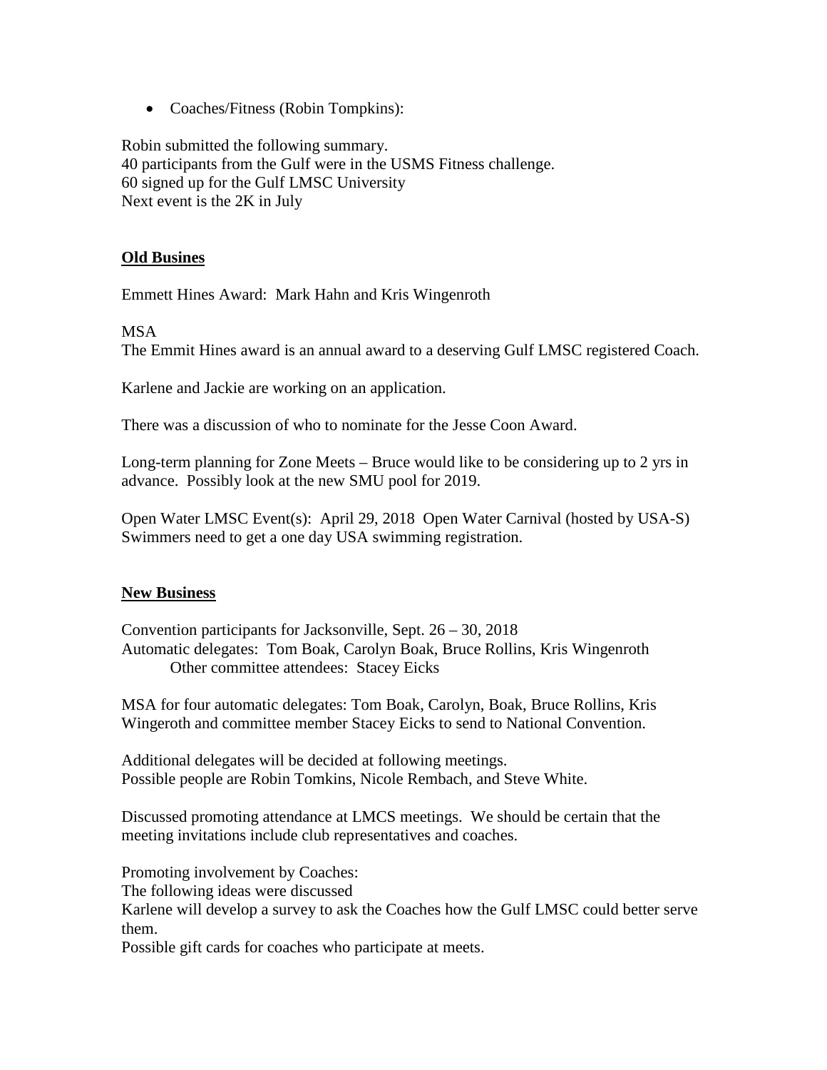- Coaches/Fitness (Robin Tompkins):

Robin submitted the following summary.
40 participants from the Gulf were in the USMS Fitness challenge.
60 signed up for the Gulf LMSC University
Next event is the 2K in July

**Old Busines**

Emmett Hines Award: Mark Hahn and Kris Wingenroth

MSA
The Emmit Hines award is an annual award to a deserving Gulf LMSC registered Coach.

Karlene and Jackie are working on an application.

There was a discussion of who to nominate for the Jesse Coon Award.

Long-term planning for Zone Meets – Bruce would like to be considering up to 2 yrs in advance. Possibly look at the new SMU pool for 2019.

Open Water LMSC Event(s): April 29, 2018 Open Water Carnival (hosted by USA-S) Swimmers need to get a one day USA swimming registration.

**New Business**

Convention participants for Jacksonville, Sept. 26 – 30, 2018
Automatic delegates: Tom Boak, Carolyn Boak, Bruce Rollins, Kris Wingenroth
Other committee attendees: Stacey Eicks

MSA for four automatic delegates: Tom Boak, Carolyn, Boak, Bruce Rollins, Kris Wingeroth and committee member Stacey Eicks to send to National Convention.

Additional delegates will be decided at following meetings.
Possible people are Robin Tomkins, Nicole Rembach, and Steve White.

Discussed promoting attendance at LMCS meetings. We should be certain that the meeting invitations include club representatives and coaches.

Promoting involvement by Coaches:
The following ideas were discussed
Karlene will develop a survey to ask the Coaches how the Gulf LMSC could better serve them.
Possible gift cards for coaches who participate at meets.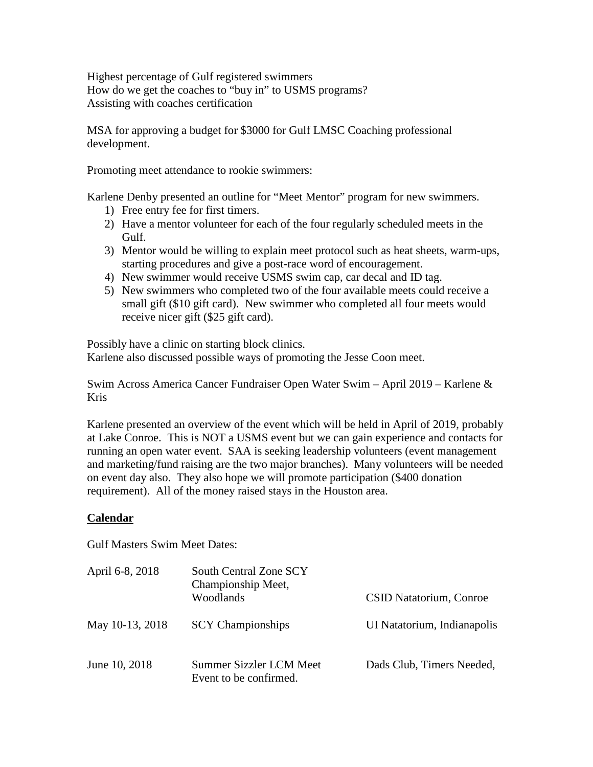Highest percentage of Gulf registered swimmers
How do we get the coaches to "buy in" to USMS programs?
Assisting with coaches certification

MSA for approving a budget for $3000 for Gulf LMSC Coaching professional development.

Promoting meet attendance to rookie swimmers:

Karlene Denby presented an outline for "Meet Mentor" program for new swimmers.

1) Free entry fee for first timers.
2) Have a mentor volunteer for each of the four regularly scheduled meets in the Gulf.
3) Mentor would be willing to explain meet protocol such as heat sheets, warm-ups, starting procedures and give a post-race word of encouragement.
4) New swimmer would receive USMS swim cap, car decal and ID tag.
5) New swimmers who completed two of the four available meets could receive a small gift ($10 gift card). New swimmer who completed all four meets would receive nicer gift ($25 gift card).

Possibly have a clinic on starting block clinics.
Karlene also discussed possible ways of promoting the Jesse Coon meet.

Swim Across America Cancer Fundraiser Open Water Swim – April 2019 – Karlene & Kris

Karlene presented an overview of the event which will be held in April of 2019, probably at Lake Conroe. This is NOT a USMS event but we can gain experience and contacts for running an open water event. SAA is seeking leadership volunteers (event management and marketing/fund raising are the two major branches). Many volunteers will be needed on event day also. They also hope we will promote participation ($400 donation requirement). All of the money raised stays in the Houston area.

**Calendar**

Gulf Masters Swim Meet Dates:

| | | |
|---|---|---|
| April 6-8, 2018 | South Central Zone SCY Championship Meet, Woodlands | CSID Natatorium, Conroe |
| May 10-13, 2018 | SCY Championships | UI Natatorium, Indianapolis |
| June 10, 2018 | Summer Sizzler LCM Meet Event to be confirmed. | Dads Club, Timers Needed, |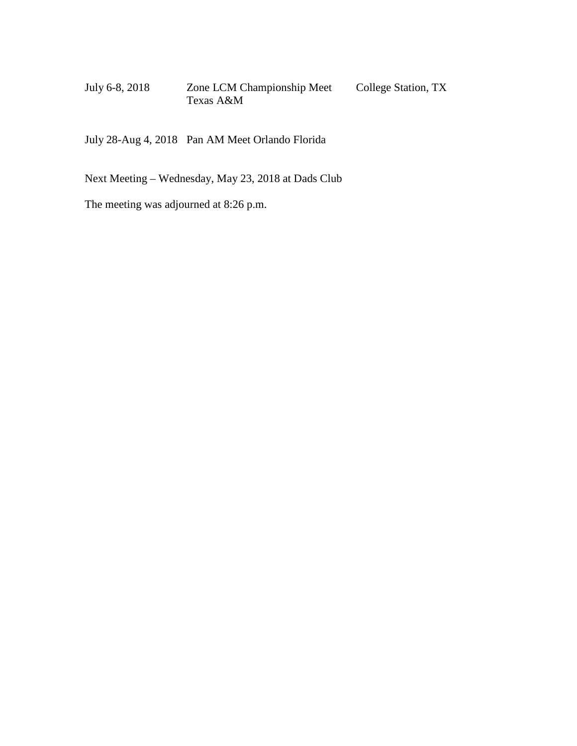| | | |
|---|---|---|
| July 6-8, 2018 | Zone LCM Championship Meet<br>Texas A&M | College Station, TX |
| July 28-Aug 4, 2018 | Pan AM Meet Orlando Florida | |

Next Meeting – Wednesday, May 23, 2018 at Dads Club

The meeting was adjourned at 8:26 p.m.